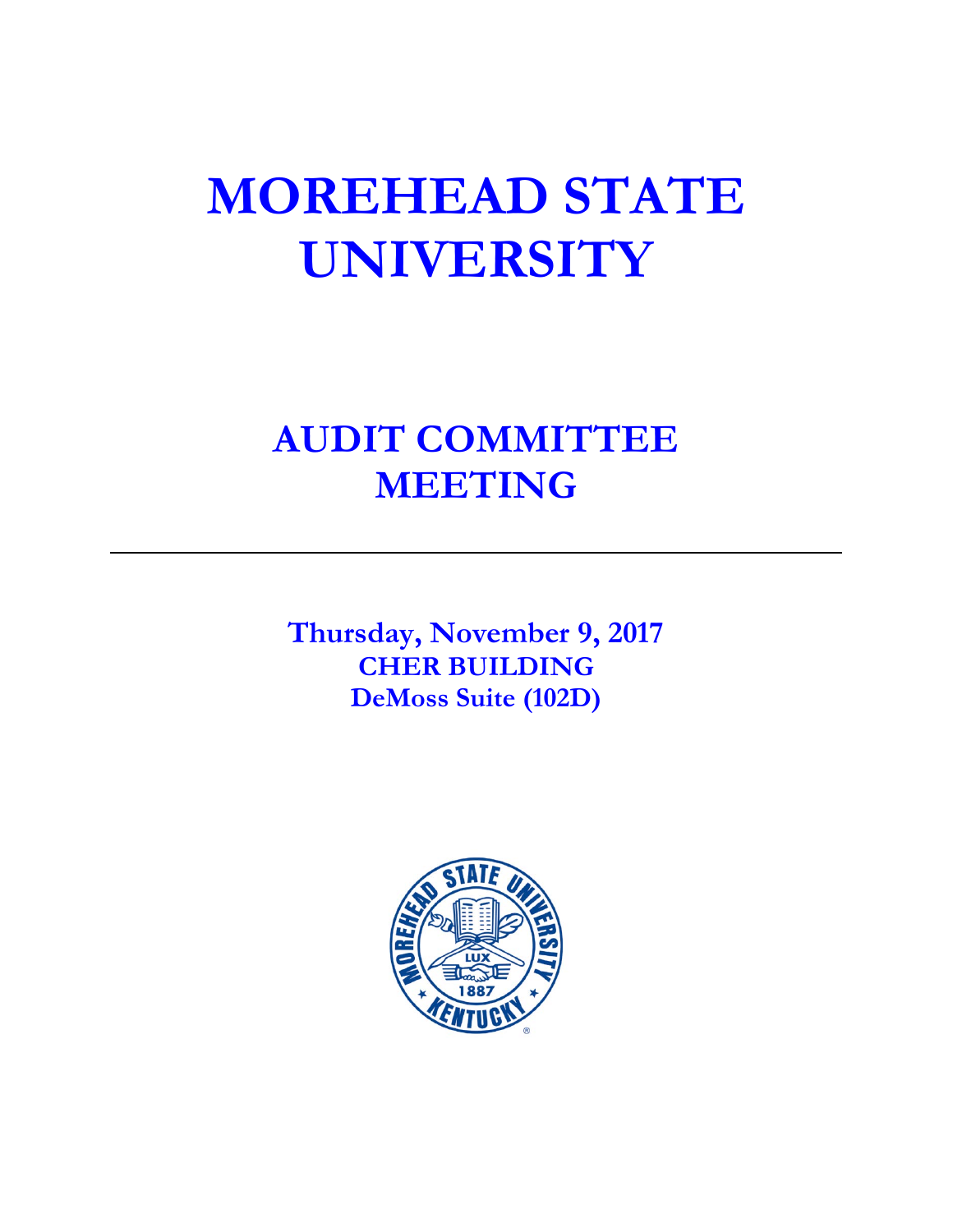# MOREHEAD STATE UNIVERSITY

## AUDIT COMMITTEE MEETING

---

**Thursday, November 9, 2017**
**CHER BUILDING**
**DeMoss Suite (102D)**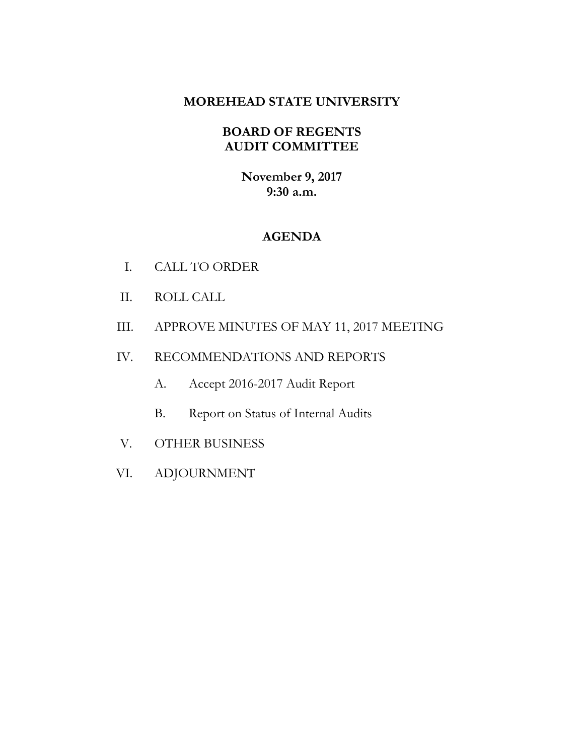# MOREHEAD STATE UNIVERSITY

## BOARD OF REGENTS
## AUDIT COMMITTEE

**November 9, 2017**
**9:30 a.m.**

## AGENDA

I. CALL TO ORDER

II. ROLL CALL

III. APPROVE MINUTES OF MAY 11, 2017 MEETING

IV. RECOMMENDATIONS AND REPORTS

  A. Accept 2016-2017 Audit Report

  B. Report on Status of Internal Audits

V. OTHER BUSINESS

VI. ADJOURNMENT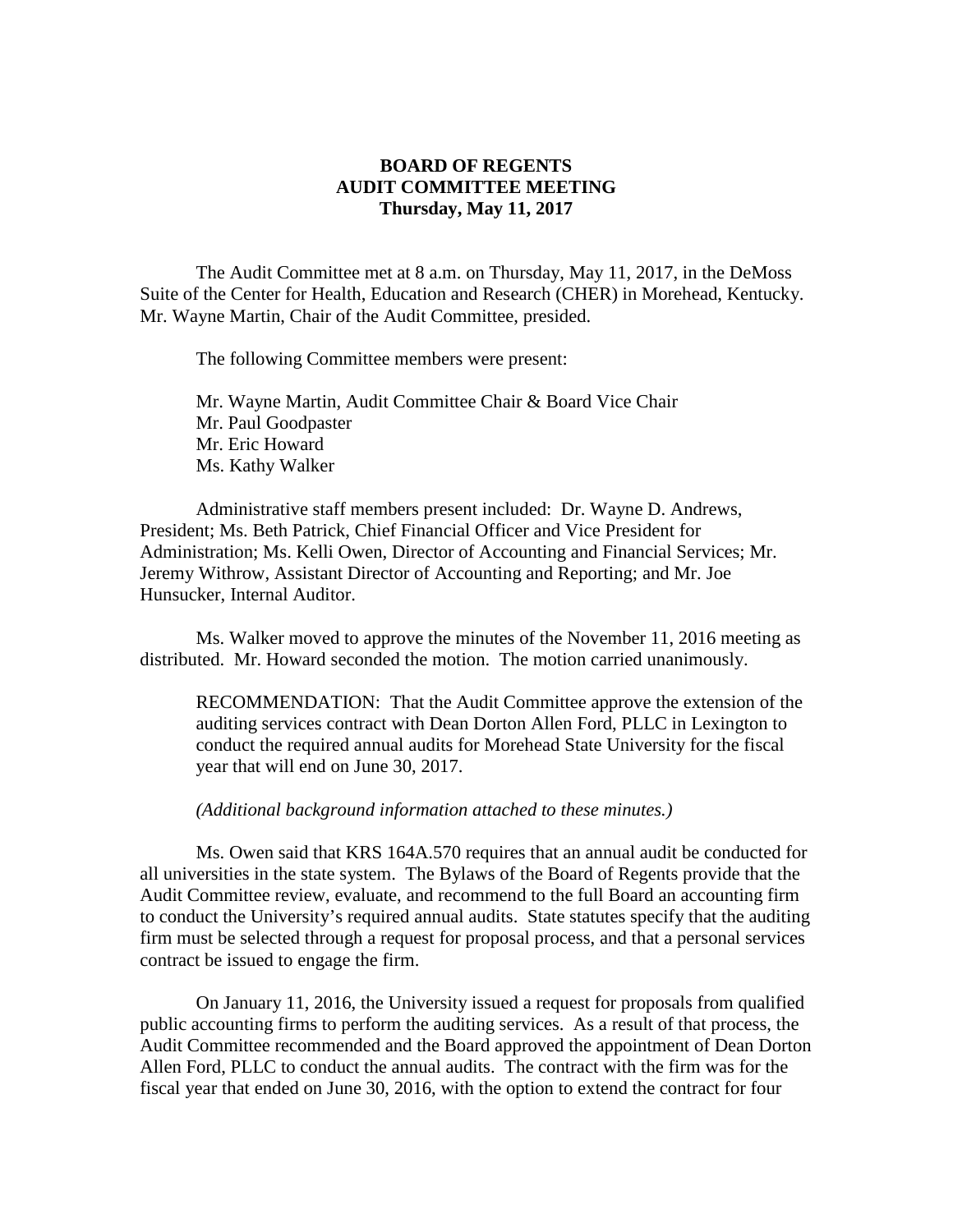**BOARD OF REGENTS**
**AUDIT COMMITTEE MEETING**
**Thursday, May 11, 2017**

The Audit Committee met at 8 a.m. on Thursday, May 11, 2017, in the DeMoss Suite of the Center for Health, Education and Research (CHER) in Morehead, Kentucky. Mr. Wayne Martin, Chair of the Audit Committee, presided.

The following Committee members were present:

Mr. Wayne Martin, Audit Committee Chair & Board Vice Chair
Mr. Paul Goodpaster
Mr. Eric Howard
Ms. Kathy Walker

Administrative staff members present included: Dr. Wayne D. Andrews, President; Ms. Beth Patrick, Chief Financial Officer and Vice President for Administration; Ms. Kelli Owen, Director of Accounting and Financial Services; Mr. Jeremy Withrow, Assistant Director of Accounting and Reporting; and Mr. Joe Hunsucker, Internal Auditor.

Ms. Walker moved to approve the minutes of the November 11, 2016 meeting as distributed. Mr. Howard seconded the motion. The motion carried unanimously.

> RECOMMENDATION: That the Audit Committee approve the extension of the auditing services contract with Dean Dorton Allen Ford, PLLC in Lexington to conduct the required annual audits for Morehead State University for the fiscal year that will end on June 30, 2017.
>
> *(Additional background information attached to these minutes.)*

Ms. Owen said that KRS 164A.570 requires that an annual audit be conducted for all universities in the state system. The Bylaws of the Board of Regents provide that the Audit Committee review, evaluate, and recommend to the full Board an accounting firm to conduct the University's required annual audits. State statutes specify that the auditing firm must be selected through a request for proposal process, and that a personal services contract be issued to engage the firm.

On January 11, 2016, the University issued a request for proposals from qualified public accounting firms to perform the auditing services. As a result of that process, the Audit Committee recommended and the Board approved the appointment of Dean Dorton Allen Ford, PLLC to conduct the annual audits. The contract with the firm was for the fiscal year that ended on June 30, 2016, with the option to extend the contract for four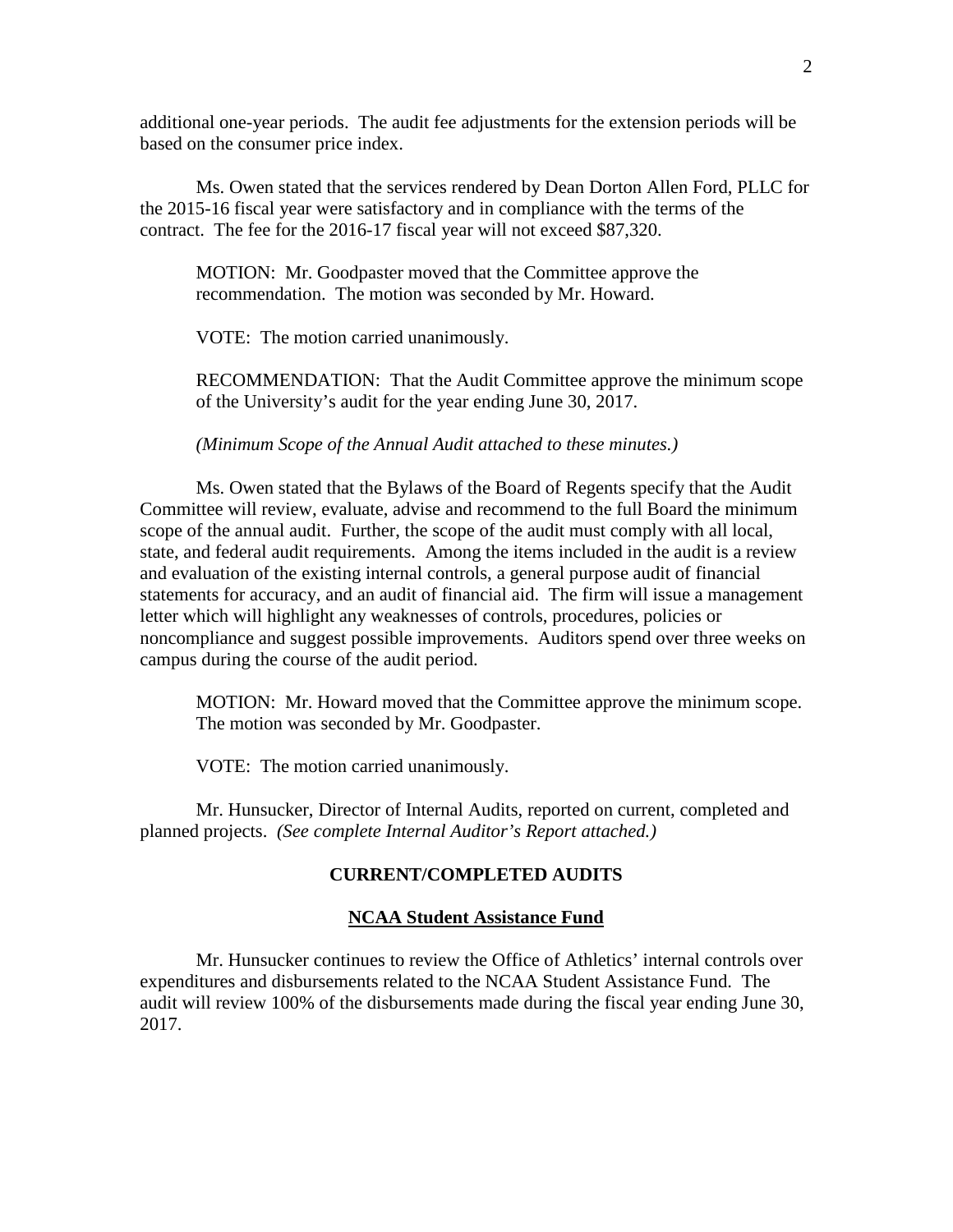additional one-year periods. The audit fee adjustments for the extension periods will be based on the consumer price index.

Ms. Owen stated that the services rendered by Dean Dorton Allen Ford, PLLC for the 2015-16 fiscal year were satisfactory and in compliance with the terms of the contract. The fee for the 2016-17 fiscal year will not exceed $87,320.

> MOTION: Mr. Goodpaster moved that the Committee approve the recommendation. The motion was seconded by Mr. Howard.
>
> VOTE: The motion carried unanimously.
>
> RECOMMENDATION: That the Audit Committee approve the minimum scope of the University's audit for the year ending June 30, 2017.
>
> *(Minimum Scope of the Annual Audit attached to these minutes.)*

Ms. Owen stated that the Bylaws of the Board of Regents specify that the Audit Committee will review, evaluate, advise and recommend to the full Board the minimum scope of the annual audit. Further, the scope of the audit must comply with all local, state, and federal audit requirements. Among the items included in the audit is a review and evaluation of the existing internal controls, a general purpose audit of financial statements for accuracy, and an audit of financial aid. The firm will issue a management letter which will highlight any weaknesses of controls, procedures, policies or noncompliance and suggest possible improvements. Auditors spend over three weeks on campus during the course of the audit period.

> MOTION: Mr. Howard moved that the Committee approve the minimum scope. The motion was seconded by Mr. Goodpaster.
>
> VOTE: The motion carried unanimously.

Mr. Hunsucker, Director of Internal Audits, reported on current, completed and planned projects. *(See complete Internal Auditor's Report attached.)*

## CURRENT/COMPLETED AUDITS

### NCAA Student Assistance Fund

Mr. Hunsucker continues to review the Office of Athletics' internal controls over expenditures and disbursements related to the NCAA Student Assistance Fund. The audit will review 100% of the disbursements made during the fiscal year ending June 30, 2017.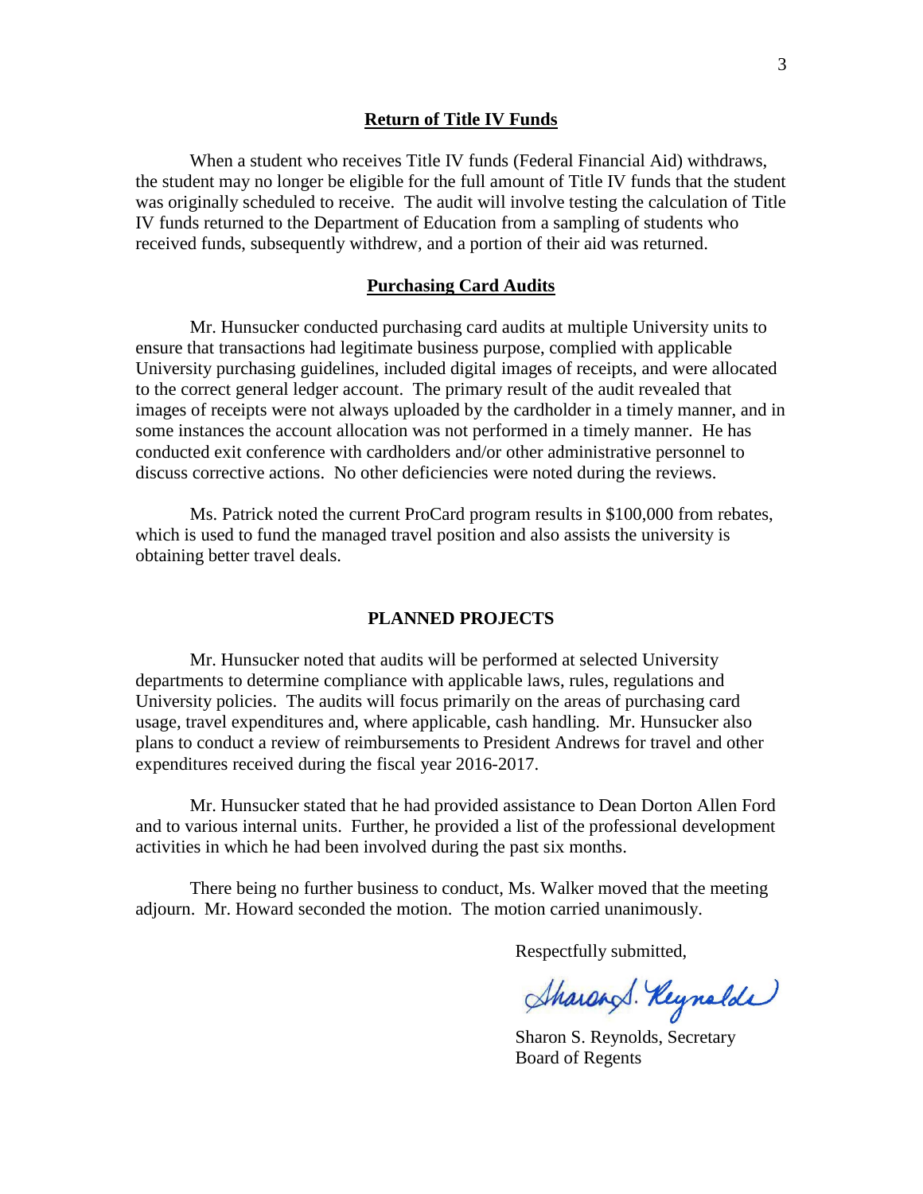## Return of Title IV Funds

When a student who receives Title IV funds (Federal Financial Aid) withdraws, the student may no longer be eligible for the full amount of Title IV funds that the student was originally scheduled to receive. The audit will involve testing the calculation of Title IV funds returned to the Department of Education from a sampling of students who received funds, subsequently withdrew, and a portion of their aid was returned.

## Purchasing Card Audits

Mr. Hunsucker conducted purchasing card audits at multiple University units to ensure that transactions had legitimate business purpose, complied with applicable University purchasing guidelines, included digital images of receipts, and were allocated to the correct general ledger account. The primary result of the audit revealed that images of receipts were not always uploaded by the cardholder in a timely manner, and in some instances the account allocation was not performed in a timely manner. He has conducted exit conference with cardholders and/or other administrative personnel to discuss corrective actions. No other deficiencies were noted during the reviews.

Ms. Patrick noted the current ProCard program results in $100,000 from rebates, which is used to fund the managed travel position and also assists the university is obtaining better travel deals.

## PLANNED PROJECTS

Mr. Hunsucker noted that audits will be performed at selected University departments to determine compliance with applicable laws, rules, regulations and University policies. The audits will focus primarily on the areas of purchasing card usage, travel expenditures and, where applicable, cash handling. Mr. Hunsucker also plans to conduct a review of reimbursements to President Andrews for travel and other expenditures received during the fiscal year 2016-2017.

Mr. Hunsucker stated that he had provided assistance to Dean Dorton Allen Ford and to various internal units. Further, he provided a list of the professional development activities in which he had been involved during the past six months.

There being no further business to conduct, Ms. Walker moved that the meeting adjourn. Mr. Howard seconded the motion. The motion carried unanimously.

Respectfully submitted,

Sharon S. Reynolds

Sharon S. Reynolds, Secretary
Board of Regents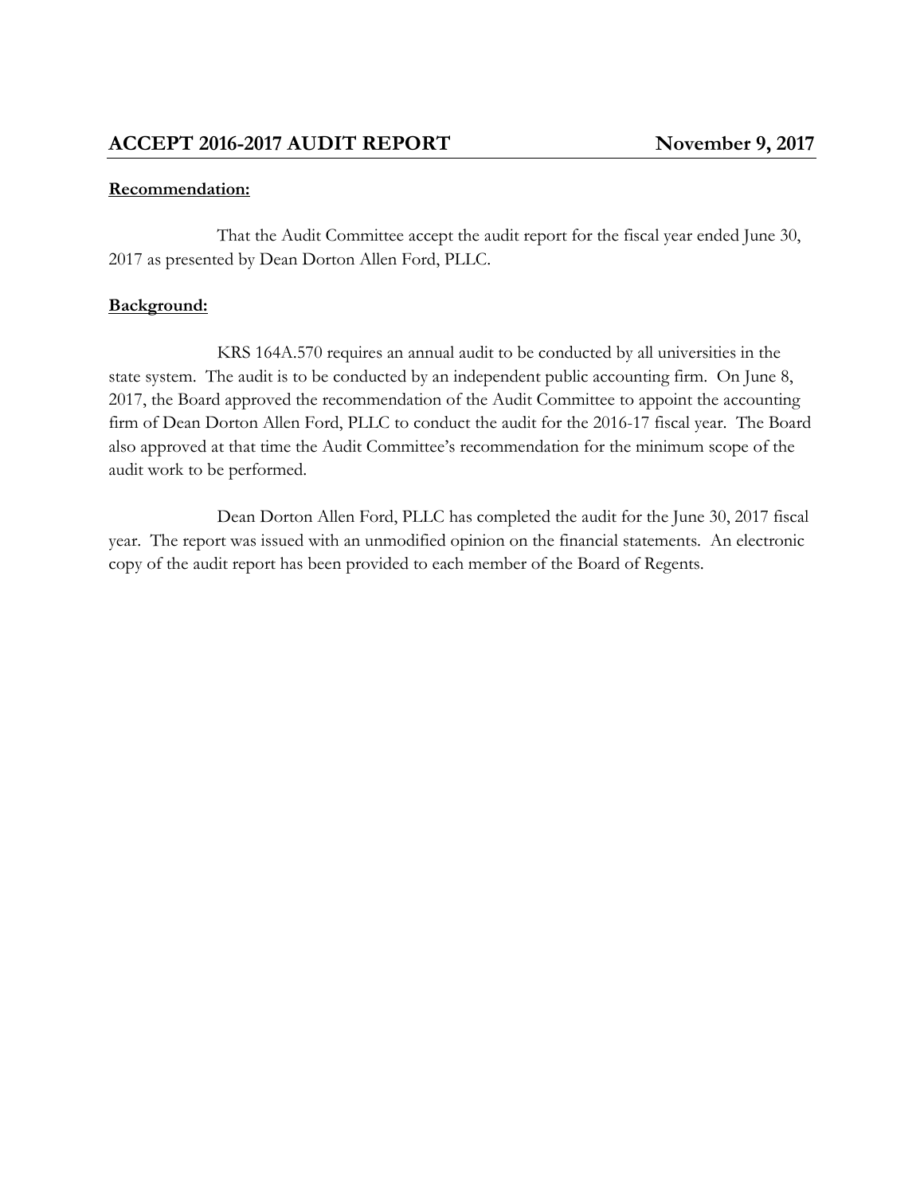## ACCEPT 2016-2017 AUDIT REPORT — November 9, 2017

**Recommendation:**

That the Audit Committee accept the audit report for the fiscal year ended June 30, 2017 as presented by Dean Dorton Allen Ford, PLLC.

**Background:**

KRS 164A.570 requires an annual audit to be conducted by all universities in the state system. The audit is to be conducted by an independent public accounting firm. On June 8, 2017, the Board approved the recommendation of the Audit Committee to appoint the accounting firm of Dean Dorton Allen Ford, PLLC to conduct the audit for the 2016-17 fiscal year. The Board also approved at that time the Audit Committee's recommendation for the minimum scope of the audit work to be performed.

Dean Dorton Allen Ford, PLLC has completed the audit for the June 30, 2017 fiscal year. The report was issued with an unmodified opinion on the financial statements. An electronic copy of the audit report has been provided to each member of the Board of Regents.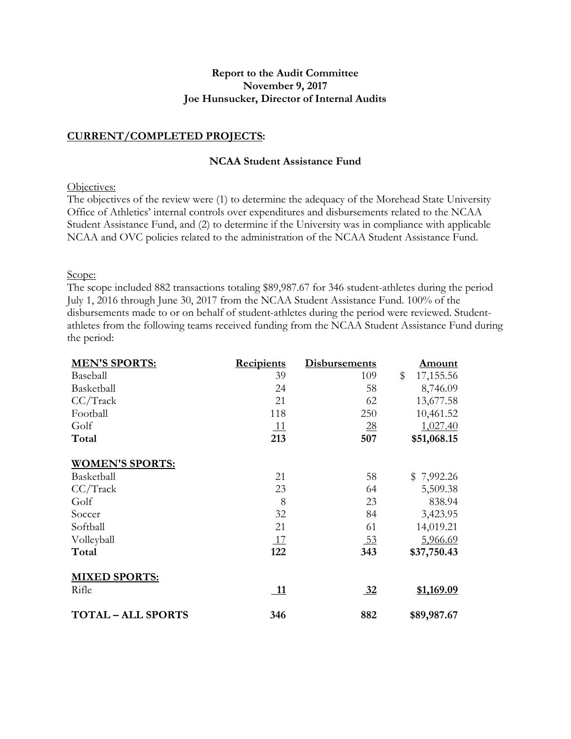**Report to the Audit Committee**
**November 9, 2017**
**Joe Hunsucker, Director of Internal Audits**

## CURRENT/COMPLETED PROJECTS:

### NCAA Student Assistance Fund

Objectives:

The objectives of the review were (1) to determine the adequacy of the Morehead State University Office of Athletics' internal controls over expenditures and disbursements related to the NCAA Student Assistance Fund, and (2) to determine if the University was in compliance with applicable NCAA and OVC policies related to the administration of the NCAA Student Assistance Fund.

Scope:

The scope included 882 transactions totaling $89,987.67 for 346 student-athletes during the period July 1, 2016 through June 30, 2017 from the NCAA Student Assistance Fund. 100% of the disbursements made to or on behalf of student-athletes during the period were reviewed. Student-athletes from the following teams received funding from the NCAA Student Assistance Fund during the period:

| MEN'S SPORTS: | Recipients | Disbursements | Amount |
|---|---|---|---|
| Baseball | 39 | 109 | $ 17,155.56 |
| Basketball | 24 | 58 | 8,746.09 |
| CC/Track | 21 | 62 | 13,677.58 |
| Football | 118 | 250 | 10,461.52 |
| Golf | 11 | 28 | 1,027.40 |
| **Total** | **213** | **507** | **$51,068.15** |
| **WOMEN'S SPORTS:** | | | |
| Basketball | 21 | 58 | $ 7,992.26 |
| CC/Track | 23 | 64 | 5,509.38 |
| Golf | 8 | 23 | 838.94 |
| Soccer | 32 | 84 | 3,423.95 |
| Softball | 21 | 61 | 14,019.21 |
| Volleyball | 17 | 53 | 5,966.69 |
| **Total** | **122** | **343** | **$37,750.43** |
| **MIXED SPORTS:** | | | |
| Rifle | **11** | **32** | **$1,169.09** |
| **TOTAL – ALL SPORTS** | **346** | **882** | **$89,987.67** |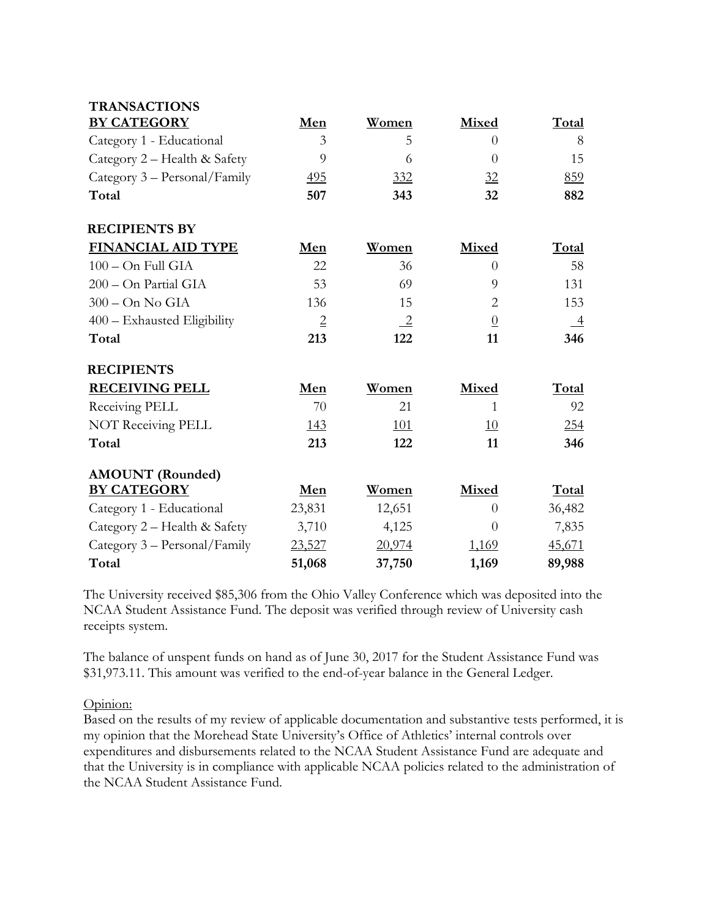| TRANSACTIONS BY CATEGORY | Men | Women | Mixed | Total |
|---|---|---|---|---|
| Category 1 - Educational | 3 | 5 | 0 | 8 |
| Category 2 – Health & Safety | 9 | 6 | 0 | 15 |
| Category 3 – Personal/Family | 495 | 332 | 32 | 859 |
| **Total** | **507** | **343** | **32** | **882** |

| RECIPIENTS BY FINANCIAL AID TYPE | Men | Women | Mixed | Total |
|---|---|---|---|---|
| 100 – On Full GIA | 22 | 36 | 0 | 58 |
| 200 – On Partial GIA | 53 | 69 | 9 | 131 |
| 300 – On No GIA | 136 | 15 | 2 | 153 |
| 400 – Exhausted Eligibility | 2 | 2 | 0 | 4 |
| **Total** | **213** | **122** | **11** | **346** |

| RECIPIENTS RECEIVING PELL | Men | Women | Mixed | Total |
|---|---|---|---|---|
| Receiving PELL | 70 | 21 | 1 | 92 |
| NOT Receiving PELL | 143 | 101 | 10 | 254 |
| **Total** | **213** | **122** | **11** | **346** |

| AMOUNT (Rounded) BY CATEGORY | Men | Women | Mixed | Total |
|---|---|---|---|---|
| Category 1 - Educational | 23,831 | 12,651 | 0 | 36,482 |
| Category 2 – Health & Safety | 3,710 | 4,125 | 0 | 7,835 |
| Category 3 – Personal/Family | 23,527 | 20,974 | 1,169 | 45,671 |
| **Total** | **51,068** | **37,750** | **1,169** | **89,988** |

The University received $85,306 from the Ohio Valley Conference which was deposited into the NCAA Student Assistance Fund. The deposit was verified through review of University cash receipts system.

The balance of unspent funds on hand as of June 30, 2017 for the Student Assistance Fund was $31,973.11. This amount was verified to the end-of-year balance in the General Ledger.

Opinion:

Based on the results of my review of applicable documentation and substantive tests performed, it is my opinion that the Morehead State University's Office of Athletics' internal controls over expenditures and disbursements related to the NCAA Student Assistance Fund are adequate and that the University is in compliance with applicable NCAA policies related to the administration of the NCAA Student Assistance Fund.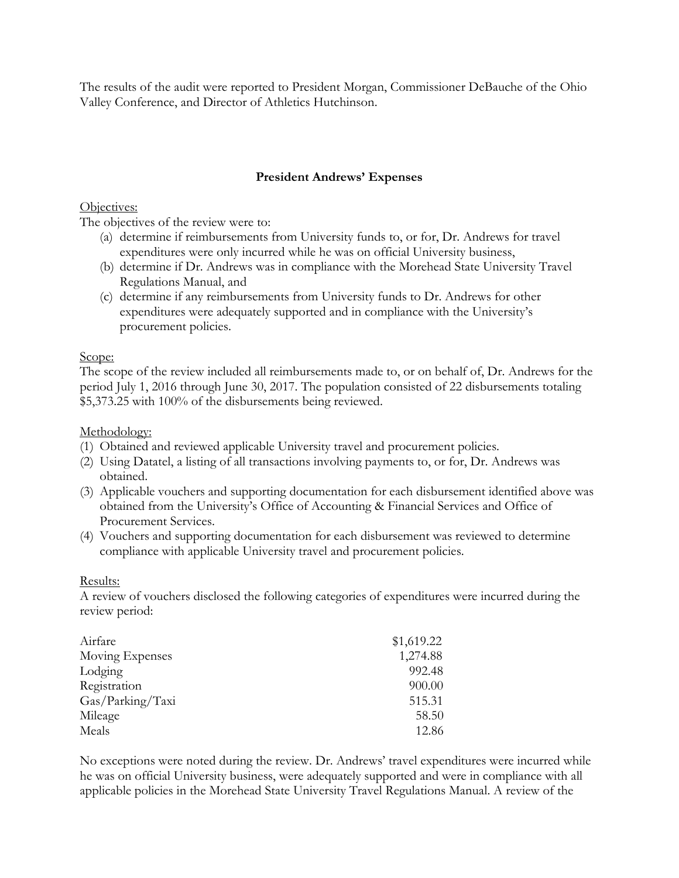The results of the audit were reported to President Morgan, Commissioner DeBauche of the Ohio Valley Conference, and Director of Athletics Hutchinson.

**President Andrews' Expenses**

Objectives:

The objectives of the review were to:

(a) determine if reimbursements from University funds to, or for, Dr. Andrews for travel expenditures were only incurred while he was on official University business,

(b) determine if Dr. Andrews was in compliance with the Morehead State University Travel Regulations Manual, and

(c) determine if any reimbursements from University funds to Dr. Andrews for other expenditures were adequately supported and in compliance with the University's procurement policies.

Scope:

The scope of the review included all reimbursements made to, or on behalf of, Dr. Andrews for the period July 1, 2016 through June 30, 2017. The population consisted of 22 disbursements totaling $5,373.25 with 100% of the disbursements being reviewed.

Methodology:

(1) Obtained and reviewed applicable University travel and procurement policies.

(2) Using Datatel, a listing of all transactions involving payments to, or for, Dr. Andrews was obtained.

(3) Applicable vouchers and supporting documentation for each disbursement identified above was obtained from the University's Office of Accounting & Financial Services and Office of Procurement Services.

(4) Vouchers and supporting documentation for each disbursement was reviewed to determine compliance with applicable University travel and procurement policies.

Results:

A review of vouchers disclosed the following categories of expenditures were incurred during the review period:

| | |
|---|---:|
| Airfare | $1,619.22 |
| Moving Expenses | 1,274.88 |
| Lodging | 992.48 |
| Registration | 900.00 |
| Gas/Parking/Taxi | 515.31 |
| Mileage | 58.50 |
| Meals | 12.86 |

No exceptions were noted during the review. Dr. Andrews' travel expenditures were incurred while he was on official University business, were adequately supported and were in compliance with all applicable policies in the Morehead State University Travel Regulations Manual. A review of the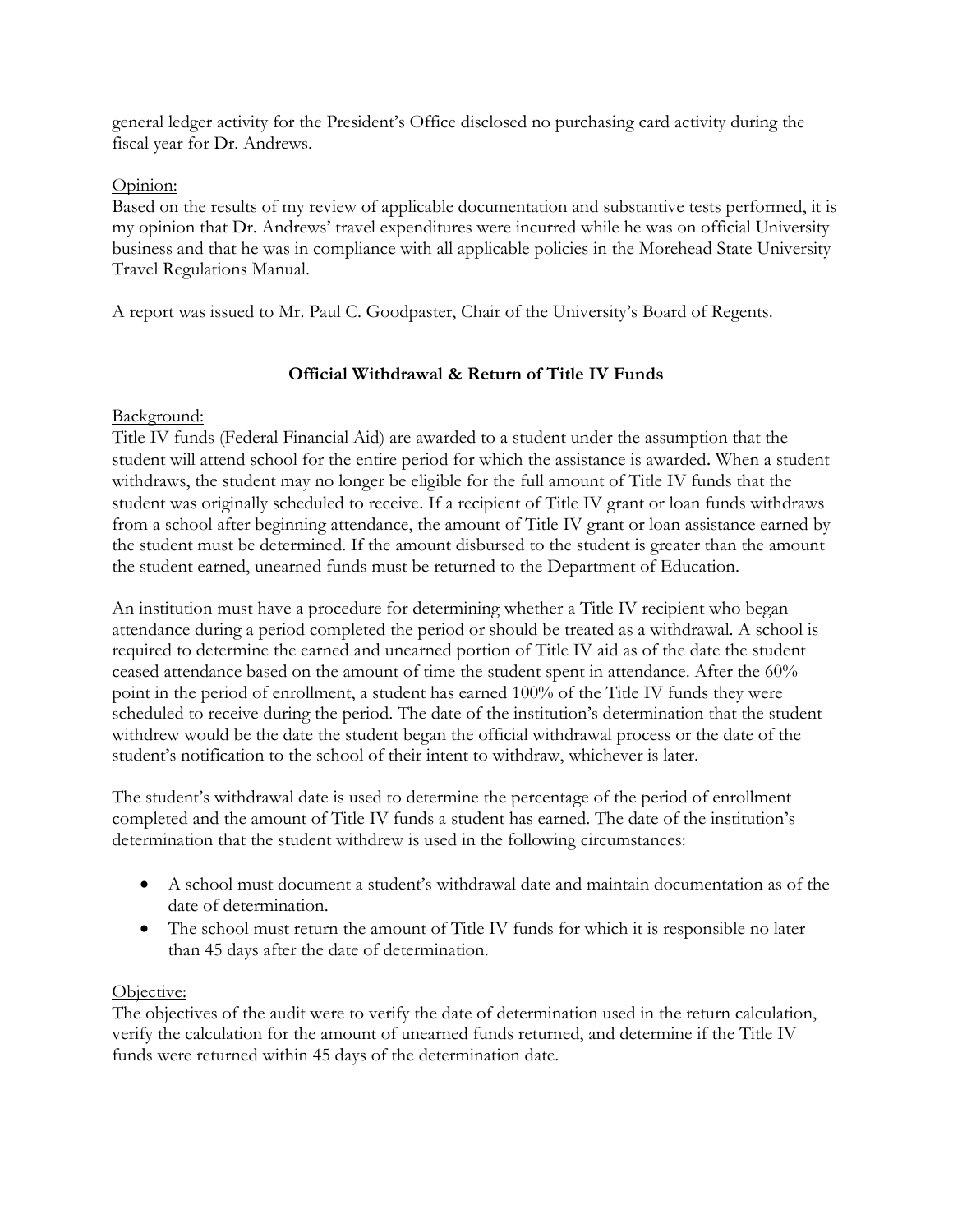general ledger activity for the President's Office disclosed no purchasing card activity during the fiscal year for Dr. Andrews.

Opinion:

Based on the results of my review of applicable documentation and substantive tests performed, it is my opinion that Dr. Andrews' travel expenditures were incurred while he was on official University business and that he was in compliance with all applicable policies in the Morehead State University Travel Regulations Manual.

A report was issued to Mr. Paul C. Goodpaster, Chair of the University's Board of Regents.

## Official Withdrawal & Return of Title IV Funds

Background:

Title IV funds (Federal Financial Aid) are awarded to a student under the assumption that the student will attend school for the entire period for which the assistance is awarded. When a student withdraws, the student may no longer be eligible for the full amount of Title IV funds that the student was originally scheduled to receive. If a recipient of Title IV grant or loan funds withdraws from a school after beginning attendance, the amount of Title IV grant or loan assistance earned by the student must be determined. If the amount disbursed to the student is greater than the amount the student earned, unearned funds must be returned to the Department of Education.

An institution must have a procedure for determining whether a Title IV recipient who began attendance during a period completed the period or should be treated as a withdrawal. A school is required to determine the earned and unearned portion of Title IV aid as of the date the student ceased attendance based on the amount of time the student spent in attendance. After the 60% point in the period of enrollment, a student has earned 100% of the Title IV funds they were scheduled to receive during the period. The date of the institution's determination that the student withdrew would be the date the student began the official withdrawal process or the date of the student's notification to the school of their intent to withdraw, whichever is later.

The student's withdrawal date is used to determine the percentage of the period of enrollment completed and the amount of Title IV funds a student has earned. The date of the institution's determination that the student withdrew is used in the following circumstances:

- A school must document a student's withdrawal date and maintain documentation as of the date of determination.
- The school must return the amount of Title IV funds for which it is responsible no later than 45 days after the date of determination.

Objective:

The objectives of the audit were to verify the date of determination used in the return calculation, verify the calculation for the amount of unearned funds returned, and determine if the Title IV funds were returned within 45 days of the determination date.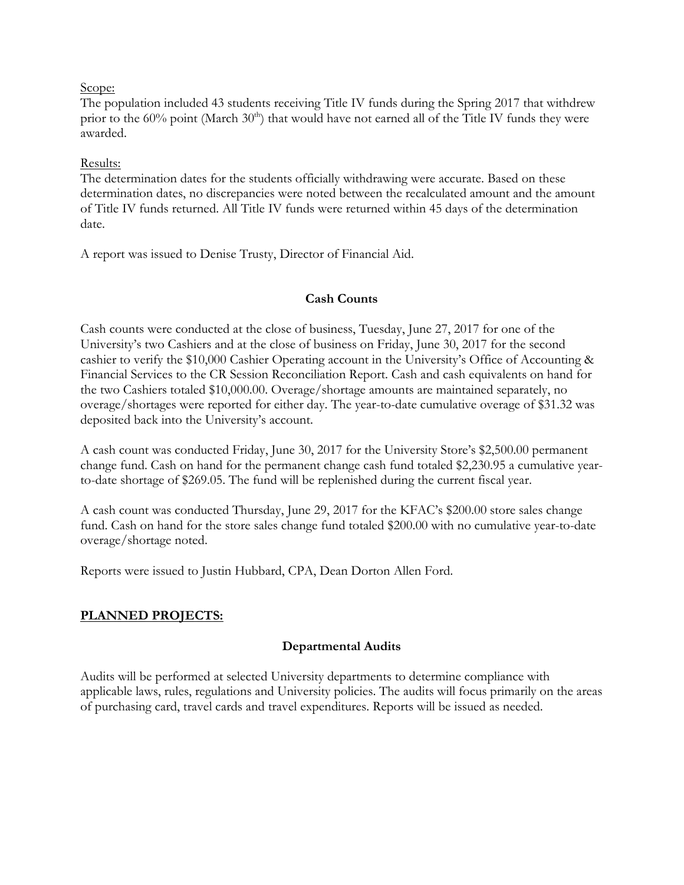Scope:

The population included 43 students receiving Title IV funds during the Spring 2017 that withdrew prior to the 60% point (March 30th) that would have not earned all of the Title IV funds they were awarded.

Results:

The determination dates for the students officially withdrawing were accurate. Based on these determination dates, no discrepancies were noted between the recalculated amount and the amount of Title IV funds returned. All Title IV funds were returned within 45 days of the determination date.

A report was issued to Denise Trusty, Director of Financial Aid.

### Cash Counts

Cash counts were conducted at the close of business, Tuesday, June 27, 2017 for one of the University's two Cashiers and at the close of business on Friday, June 30, 2017 for the second cashier to verify the $10,000 Cashier Operating account in the University's Office of Accounting & Financial Services to the CR Session Reconciliation Report. Cash and cash equivalents on hand for the two Cashiers totaled $10,000.00. Overage/shortage amounts are maintained separately, no overage/shortages were reported for either day. The year-to-date cumulative overage of $31.32 was deposited back into the University's account.

A cash count was conducted Friday, June 30, 2017 for the University Store's $2,500.00 permanent change fund. Cash on hand for the permanent change cash fund totaled $2,230.95 a cumulative year-to-date shortage of $269.05. The fund will be replenished during the current fiscal year.

A cash count was conducted Thursday, June 29, 2017 for the KFAC's $200.00 store sales change fund. Cash on hand for the store sales change fund totaled $200.00 with no cumulative year-to-date overage/shortage noted.

Reports were issued to Justin Hubbard, CPA, Dean Dorton Allen Ford.

## PLANNED PROJECTS:

### Departmental Audits

Audits will be performed at selected University departments to determine compliance with applicable laws, rules, regulations and University policies. The audits will focus primarily on the areas of purchasing card, travel cards and travel expenditures. Reports will be issued as needed.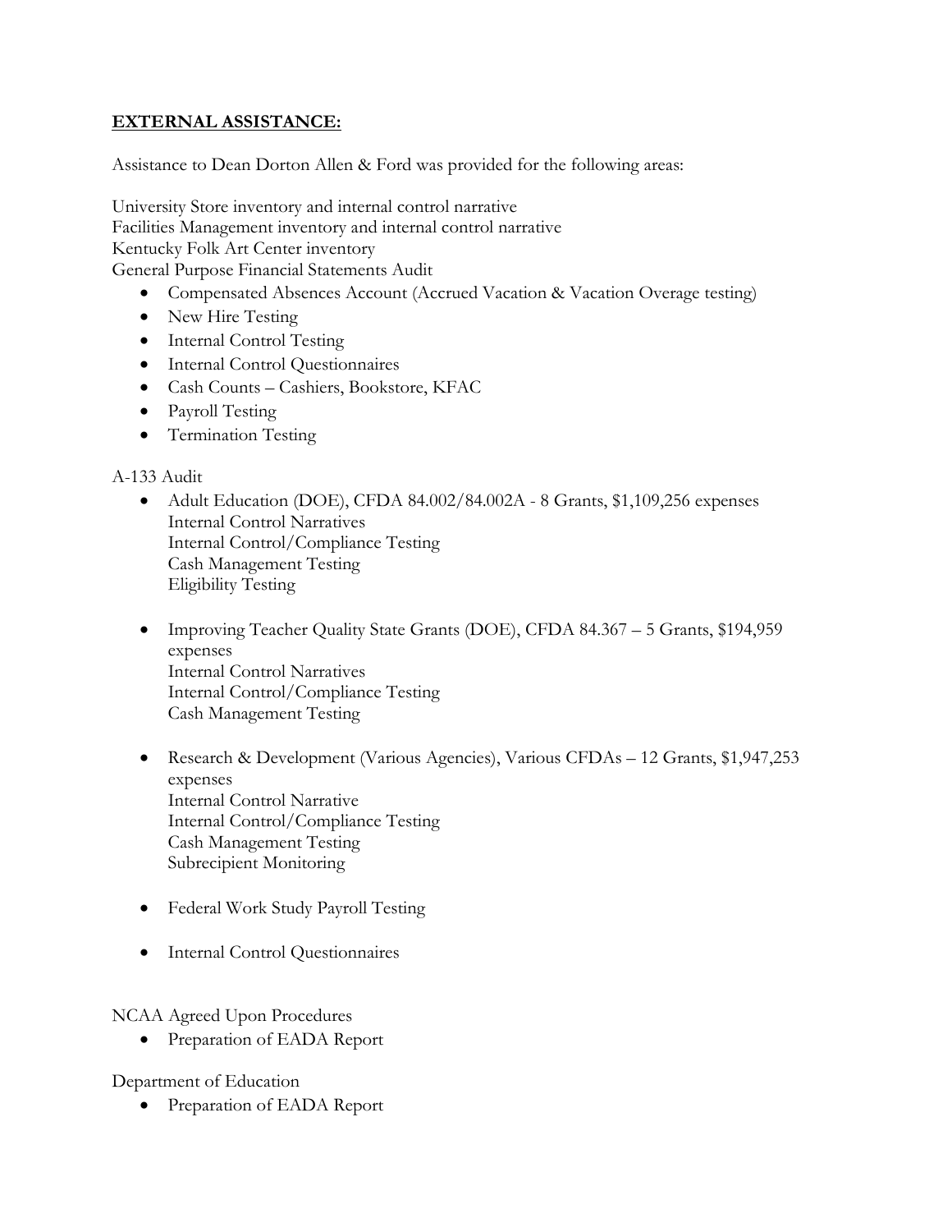## **EXTERNAL ASSISTANCE:**

Assistance to Dean Dorton Allen & Ford was provided for the following areas:

University Store inventory and internal control narrative
Facilities Management inventory and internal control narrative
Kentucky Folk Art Center inventory
General Purpose Financial Statements Audit

- Compensated Absences Account (Accrued Vacation & Vacation Overage testing)
- New Hire Testing
- Internal Control Testing
- Internal Control Questionnaires
- Cash Counts – Cashiers, Bookstore, KFAC
- Payroll Testing
- Termination Testing

A-133 Audit

- Adult Education (DOE), CFDA 84.002/84.002A - 8 Grants, $1,109,256 expenses
  Internal Control Narratives
  Internal Control/Compliance Testing
  Cash Management Testing
  Eligibility Testing

- Improving Teacher Quality State Grants (DOE), CFDA 84.367 – 5 Grants, $194,959 expenses
  Internal Control Narratives
  Internal Control/Compliance Testing
  Cash Management Testing

- Research & Development (Various Agencies), Various CFDAs – 12 Grants, $1,947,253 expenses
  Internal Control Narrative
  Internal Control/Compliance Testing
  Cash Management Testing
  Subrecipient Monitoring

- Federal Work Study Payroll Testing

- Internal Control Questionnaires

NCAA Agreed Upon Procedures

- Preparation of EADA Report

Department of Education

- Preparation of EADA Report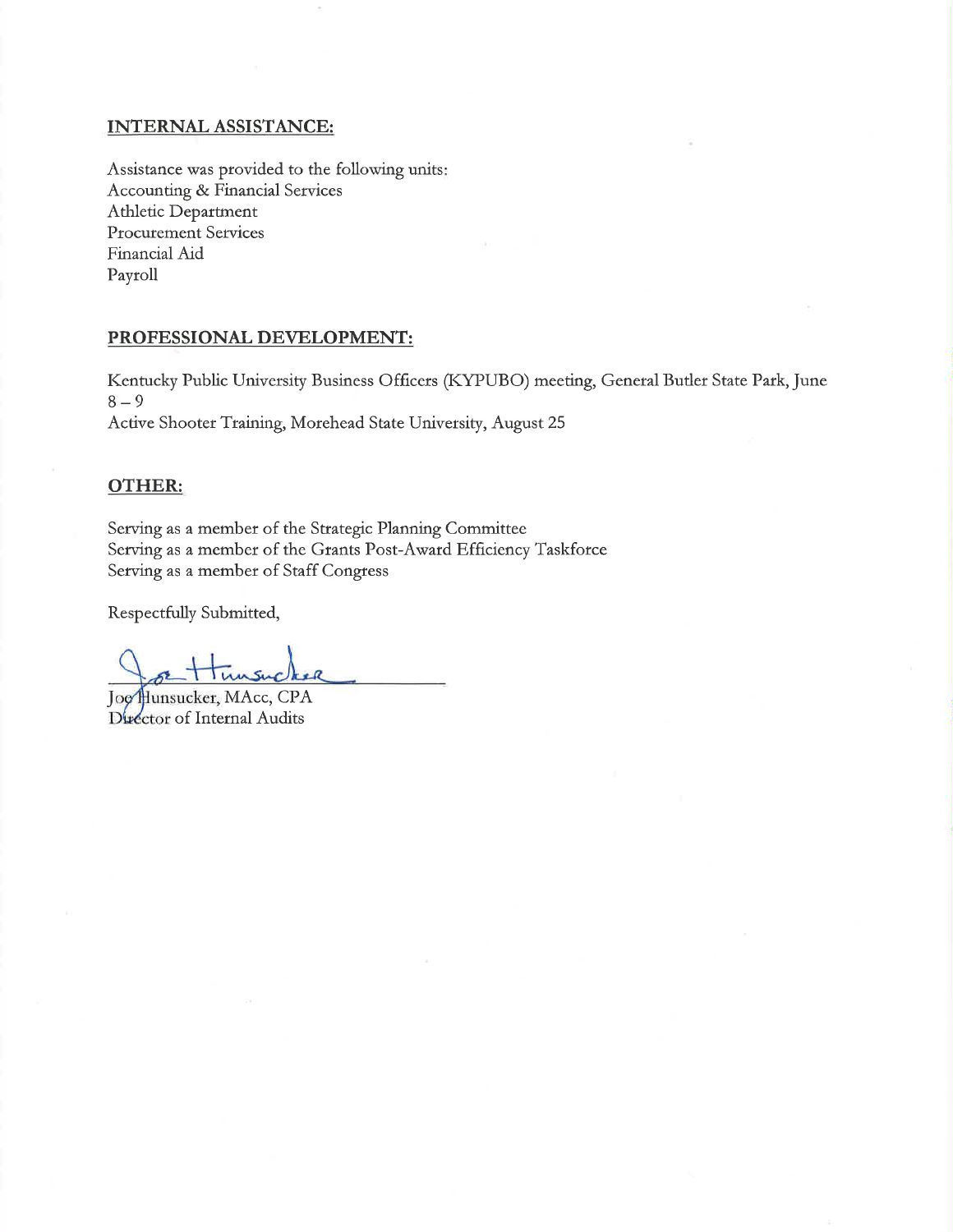**INTERNAL ASSISTANCE:**

Assistance was provided to the following units:
Accounting & Financial Services
Athletic Department
Procurement Services
Financial Aid
Payroll

**PROFESSIONAL DEVELOPMENT:**

Kentucky Public University Business Officers (KYPUBO) meeting, General Butler State Park, June 8 – 9
Active Shooter Training, Morehead State University, August 25

**OTHER:**

Serving as a member of the Strategic Planning Committee
Serving as a member of the Grants Post-Award Efficiency Taskforce
Serving as a member of Staff Congress

Respectfully Submitted,

Joe Hunsucker, MAcc, CPA
Director of Internal Audits